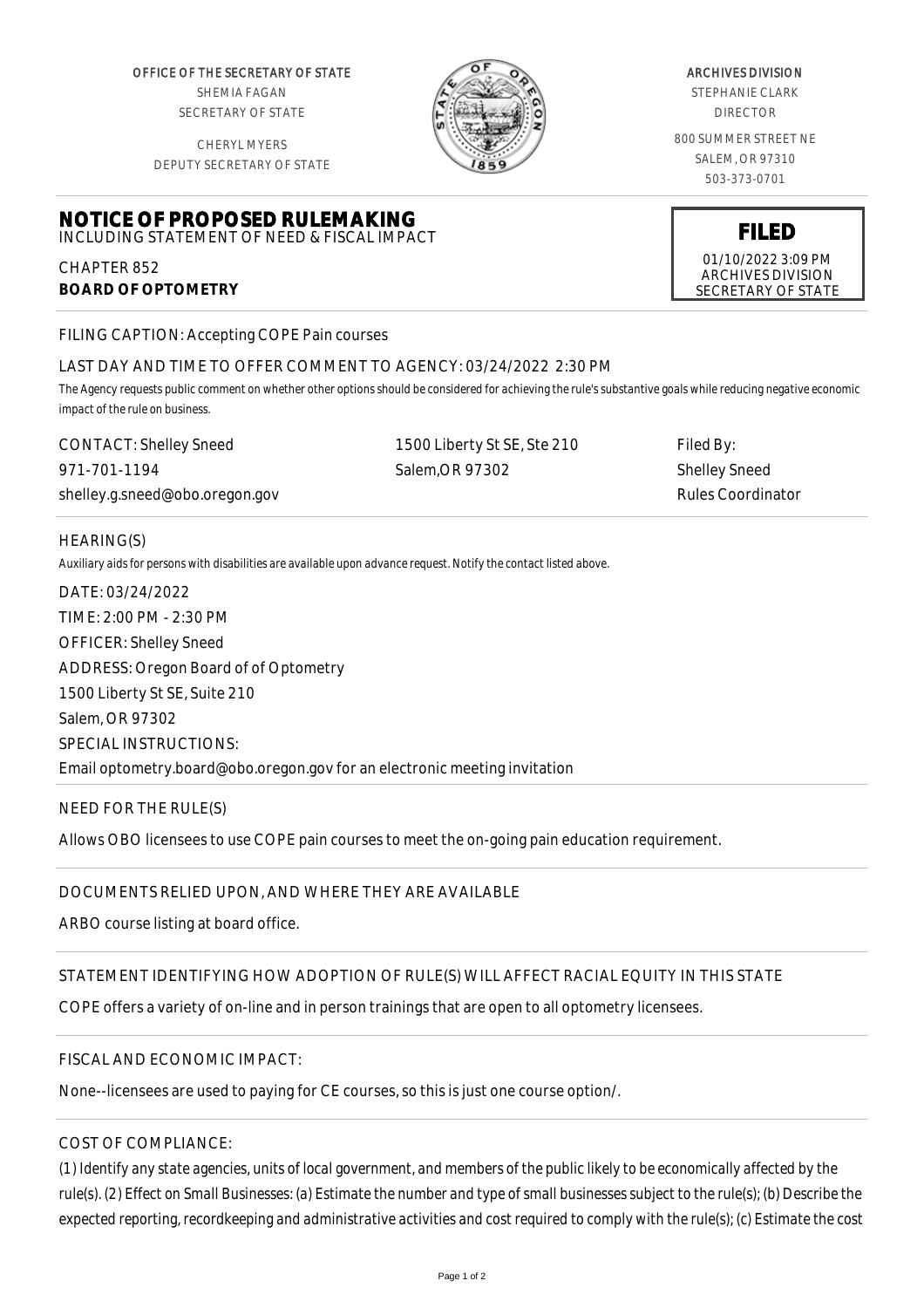OFFICE OF THE SECRETARY OF STATE
SHEMIA FAGAN
SECRETARY OF STATE

CHERYL MYERS
DEPUTY SECRETARY OF STATE

ARCHIVES DIVISION
STEPHANIE CLARK
DIRECTOR

800 SUMMER STREET NE
SALEM, OR 97310
503-373-0701

# NOTICE OF PROPOSED RULEMAKING

INCLUDING STATEMENT OF NEED & FISCAL IMPACT

**FILED**
01/10/2022 3:09 PM
ARCHIVES DIVISION
SECRETARY OF STATE

CHAPTER 852
**BOARD OF OPTOMETRY**

FILING CAPTION: Accepting COPE Pain courses

LAST DAY AND TIME TO OFFER COMMENT TO AGENCY: 03/24/2022 2:30 PM

*The Agency requests public comment on whether other options should be considered for achieving the rule's substantive goals while reducing negative economic impact of the rule on business.*

CONTACT: Shelley Sneed
971-701-1194
shelley.g.sneed@obo.oregon.gov

1500 Liberty St SE, Ste 210
Salem,OR 97302

Filed By:
Shelley Sneed
Rules Coordinator

HEARING(S)

*Auxiliary aids for persons with disabilities are available upon advance request. Notify the contact listed above.*

DATE: 03/24/2022
TIME: 2:00 PM - 2:30 PM
OFFICER: Shelley Sneed
ADDRESS: Oregon Board of of Optometry
1500 Liberty St SE, Suite 210
Salem, OR 97302
SPECIAL INSTRUCTIONS:
Email optometry.board@obo.oregon.gov for an electronic meeting invitation

NEED FOR THE RULE(S)

Allows OBO licensees to use COPE pain courses to meet the on-going pain education requirement.

DOCUMENTS RELIED UPON, AND WHERE THEY ARE AVAILABLE

ARBO course listing at board office.

STATEMENT IDENTIFYING HOW ADOPTION OF RULE(S) WILL AFFECT RACIAL EQUITY IN THIS STATE

COPE offers a variety of on-line and in person trainings that are open to all optometry licensees.

FISCAL AND ECONOMIC IMPACT:

None--licensees are used to paying for CE courses, so this is just one course option/.

COST OF COMPLIANCE:

(1) Identify any state agencies, units of local government, and members of the public likely to be economically affected by the rule(s). (2) Effect on Small Businesses: (a) Estimate the number and type of small businesses subject to the rule(s); (b) Describe the expected reporting, recordkeeping and administrative activities and cost required to comply with the rule(s); (c) Estimate the cost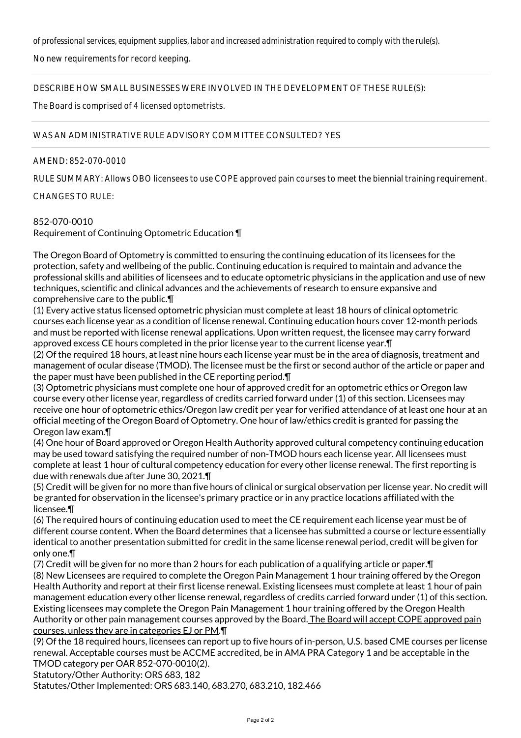of professional services, equipment supplies, labor and increased administration required to comply with the rule(s).

No new requirements for record keeping.

DESCRIBE HOW SMALL BUSINESSES WERE INVOLVED IN THE DEVELOPMENT OF THESE RULE(S):

The Board is comprised of 4 licensed optometrists.

WAS AN ADMINISTRATIVE RULE ADVISORY COMMITTEE CONSULTED? YES

AMEND: 852-070-0010

RULE SUMMARY: Allows OBO licensees to use COPE approved pain courses to meet the biennial training requirement.

CHANGES TO RULE:

852-070-0010
Requirement of Continuing Optometric Education ¶

The Oregon Board of Optometry is committed to ensuring the continuing education of its licensees for the protection, safety and wellbeing of the public. Continuing education is required to maintain and advance the professional skills and abilities of licensees and to educate optometric physicians in the application and use of new techniques, scientific and clinical advances and the achievements of research to ensure expansive and comprehensive care to the public.¶
(1) Every active status licensed optometric physician must complete at least 18 hours of clinical optometric courses each license year as a condition of license renewal. Continuing education hours cover 12-month periods and must be reported with license renewal applications. Upon written request, the licensee may carry forward approved excess CE hours completed in the prior license year to the current license year.¶
(2) Of the required 18 hours, at least nine hours each license year must be in the area of diagnosis, treatment and management of ocular disease (TMOD). The licensee must be the first or second author of the article or paper and the paper must have been published in the CE reporting period.¶
(3) Optometric physicians must complete one hour of approved credit for an optometric ethics or Oregon law course every other license year, regardless of credits carried forward under (1) of this section. Licensees may receive one hour of optometric ethics/Oregon law credit per year for verified attendance of at least one hour at an official meeting of the Oregon Board of Optometry. One hour of law/ethics credit is granted for passing the Oregon law exam.¶
(4) One hour of Board approved or Oregon Health Authority approved cultural competency continuing education may be used toward satisfying the required number of non-TMOD hours each license year. All licensees must complete at least 1 hour of cultural competency education for every other license renewal. The first reporting is due with renewals due after June 30, 2021.¶
(5) Credit will be given for no more than five hours of clinical or surgical observation per license year. No credit will be granted for observation in the licensee's primary practice or in any practice locations affiliated with the licensee.¶
(6) The required hours of continuing education used to meet the CE requirement each license year must be of different course content. When the Board determines that a licensee has submitted a course or lecture essentially identical to another presentation submitted for credit in the same license renewal period, credit will be given for only one.¶
(7) Credit will be given for no more than 2 hours for each publication of a qualifying article or paper.¶
(8) New Licensees are required to complete the Oregon Pain Management 1 hour training offered by the Oregon Health Authority and report at their first license renewal. Existing licensees must complete at least 1 hour of pain management education every other license renewal, regardless of credits carried forward under (1) of this section. Existing licensees may complete the Oregon Pain Management 1 hour training offered by the Oregon Health Authority or other pain management courses approved by the Board. <u>The Board will accept COPE approved pain courses, unless they are in categories EJ or PM</u>.¶
(9) Of the 18 required hours, licensees can report up to five hours of in-person, U.S. based CME courses per license renewal. Acceptable courses must be ACCME accredited, be in AMA PRA Category 1 and be acceptable in the TMOD category per OAR 852-070-0010(2).
Statutory/Other Authority: ORS 683, 182
Statutes/Other Implemented: ORS 683.140, 683.270, 683.210, 182.466